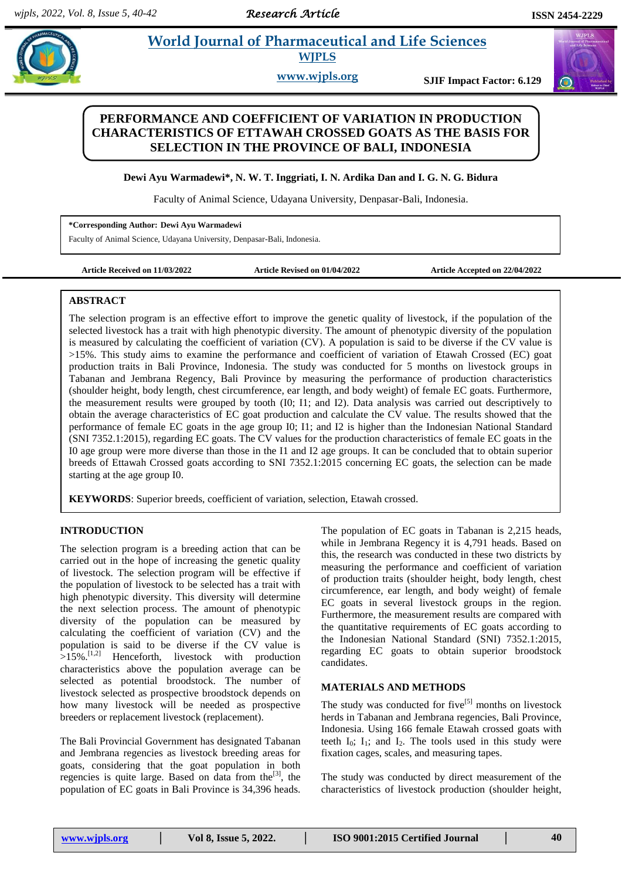# PERFORMANCE AND COEFFICIENT OF VARIATION IN PRODUCTION CHARACTERISTICS OF ETTAWAH CROSSED GOATS AS THE BASIS FOR SELECTION IN THE PROVINCE OF BALI, INDONESIA

**Dewi Ayu Warmadewi\*, N. W. T. Inggriati, I. N. Ardika Dan and I. G. N. G. Bidura**

Faculty of Animal Science, Udayana University, Denpasar-Bali, Indonesia.

**\*Corresponding Author: Dewi Ayu Warmadewi**
Faculty of Animal Science, Udayana University, Denpasar-Bali, Indonesia.

**Article Received on 11/03/2022** **Article Revised on 01/04/2022** **Article Accepted on 22/04/2022**

## ABSTRACT

The selection program is an effective effort to improve the genetic quality of livestock, if the population of the selected livestock has a trait with high phenotypic diversity. The amount of phenotypic diversity of the population is measured by calculating the coefficient of variation (CV). A population is said to be diverse if the CV value is >15%. This study aims to examine the performance and coefficient of variation of Etawah Crossed (EC) goat production traits in Bali Province, Indonesia. The study was conducted for 5 months on livestock groups in Tabanan and Jembrana Regency, Bali Province by measuring the performance of production characteristics (shoulder height, body length, chest circumference, ear length, and body weight) of female EC goats. Furthermore, the measurement results were grouped by tooth (I0; I1; and I2). Data analysis was carried out descriptively to obtain the average characteristics of EC goat production and calculate the CV value. The results showed that the performance of female EC goats in the age group I0; I1; and I2 is higher than the Indonesian National Standard (SNI 7352.1:2015), regarding EC goats. The CV values for the production characteristics of female EC goats in the I0 age group were more diverse than those in the I1 and I2 age groups. It can be concluded that to obtain superior breeds of Ettawah Crossed goats according to SNI 7352.1:2015 concerning EC goats, the selection can be made starting at the age group I0.

**KEYWORDS**: Superior breeds, coefficient of variation, selection, Etawah crossed.

## INTRODUCTION

The selection program is a breeding action that can be carried out in the hope of increasing the genetic quality of livestock. The selection program will be effective if the population of livestock to be selected has a trait with high phenotypic diversity. This diversity will determine the next selection process. The amount of phenotypic diversity of the population can be measured by calculating the coefficient of variation (CV) and the population is said to be diverse if the CV value is >15%.[1,2] Henceforth, livestock with production characteristics above the population average can be selected as potential broodstock. The number of livestock selected as prospective broodstock depends on how many livestock will be needed as prospective breeders or replacement livestock (replacement).

The Bali Provincial Government has designated Tabanan and Jembrana regencies as livestock breeding areas for goats, considering that the goat population in both regencies is quite large. Based on data from the[3], the population of EC goats in Bali Province is 34,396 heads. The population of EC goats in Tabanan is 2,215 heads, while in Jembrana Regency it is 4,791 heads. Based on this, the research was conducted in these two districts by measuring the performance and coefficient of variation of production traits (shoulder height, body length, chest circumference, ear length, and body weight) of female EC goats in several livestock groups in the region. Furthermore, the measurement results are compared with the quantitative requirements of EC goats according to the the Indonesian National Standard (SNI) 7352.1:2015, regarding EC goats to obtain superior broodstock candidates.

## MATERIALS AND METHODS

The study was conducted for five[5] months on livestock herds in Tabanan and Jembrana regencies, Bali Province, Indonesia. Using 166 female Etawah crossed goats with teeth $I_0$; $I_1$; and $I_2$. The tools used in this study were fixation cages, scales, and measuring tapes.

The study was conducted by direct measurement of the characteristics of livestock production (shoulder height,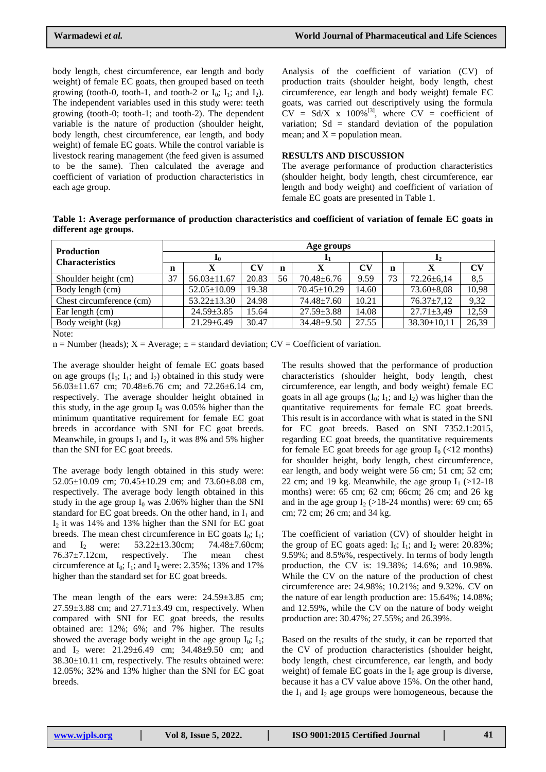body length, chest circumference, ear length and body weight) of female EC goats, then grouped based on teeth growing (tooth-0, tooth-1, and tooth-2 or $I_0$; $I_1$; and $I_2$). The independent variables used in this study were: teeth growing (tooth-0; tooth-1; and tooth-2). The dependent variable is the nature of production (shoulder height, body length, chest circumference, ear length, and body weight) of female EC goats. While the control variable is livestock rearing management (the feed given is assumed to be the same). Then calculated the average and coefficient of variation of production characteristics in each age group.

Analysis of the coefficient of variation (CV) of production traits (shoulder height, body length, chest circumference, ear length and body weight) female EC goats, was carried out descriptively using the formula $CV = Sd/X \times 100\%$[3], where CV = coefficient of variation; Sd = standard deviation of the population mean; and X = population mean.

## RESULTS AND DISCUSSION

The average performance of production characteristics (shoulder height, body length, chest circumference, ear length and body weight) and coefficient of variation of female EC goats are presented in Table 1.

**Table 1: Average performance of production characteristics and coefficient of variation of female EC goats in different age groups.**

| Production Characteristics | Age groups | | | | | | | | |
|---|---|---|---|---|---|---|---|---|---|
| | $I_0$ | | | $I_1$ | | | $I_2$ | | |
| | n | X | CV | n | X | CV | n | X | CV |
| Shoulder height (cm) | 37 | 56.03±11.67 | 20.83 | 56 | 70.48±6.76 | 9.59 | 73 | 72.26±6,14 | 8,5 |
| Body length (cm) | | 52.05±10.09 | 19.38 | | 70.45±10.29 | 14.60 | | 73.60±8,08 | 10,98 |
| Chest circumference (cm) | | 53.22±13.30 | 24.98 | | 74.48±7.60 | 10.21 | | 76.37±7,12 | 9,32 |
| Ear length (cm) | | 24.59±3.85 | 15.64 | | 27.59±3.88 | 14.08 | | 27.71±3,49 | 12,59 |
| Body weight (kg) | | 21.29±6.49 | 30.47 | | 34.48±9.50 | 27.55 | | 38.30±10,11 | 26,39 |

Note:

n = Number (heads); X = Average; ± = standard deviation; CV = Coefficient of variation.

The average shoulder height of female EC goats based on age groups ($I_0$; $I_1$; and $I_2$) obtained in this study were 56.03±11.67 cm; 70.48±6.76 cm; and 72.26±6.14 cm, respectively. The average shoulder height obtained in this study, in the age group $I_0$ was 0.05% higher than the minimum quantitative requirement for female EC goat breeds in accordance with SNI for EC goat breeds. Meanwhile, in groups $I_1$ and $I_2$, it was 8% and 5% higher than the SNI for EC goat breeds.

The average body length obtained in this study were: 52.05±10.09 cm; 70.45±10.29 cm; and 73.60±8.08 cm, respectively. The average body length obtained in this study in the age group $I_0$ was 2.06% higher than the SNI standard for EC goat breeds. On the other hand, in $I_1$ and $I_2$ it was 14% and 13% higher than the SNI for EC goat breeds. The mean chest circumference in EC goats $I_0$; $I_1$; and $I_2$ were: 53.22±13.30cm; 74.48±7.60cm; 76.37±7.12cm, respectively. The mean chest circumference at $I_0$; $I_1$; and $I_2$ were: 2.35%; 13% and 17% higher than the standard set for EC goat breeds.

The mean length of the ears were: 24.59±3.85 cm; 27.59±3.88 cm; and 27.71±3.49 cm, respectively. When compared with SNI for EC goat breeds, the results obtained are: 12%; 6%; and 7% higher. The results showed the average body weight in the age group $I_0$; $I_1$; and $I_2$ were: 21.29±6.49 cm; 34.48±9.50 cm; and 38.30±10.11 cm, respectively. The results obtained were: 12.05%; 32% and 13% higher than the SNI for EC goat breeds.

The results showed that the performance of production characteristics (shoulder height, body length, chest circumference, ear length, and body weight) female EC goats in all age groups ($I_0$; $I_1$; and $I_2$) was higher than the quantitative requirements for female EC goat breeds. This result is in accordance with what is stated in the SNI for EC goat breeds. Based on SNI 7352.1:2015, regarding EC goat breeds, the quantitative requirements for female EC goat breeds for age group $I_0$ (<12 months) for shoulder height, body length, chest circumference, ear length, and body weight were 56 cm; 51 cm; 52 cm; 22 cm; and 19 kg. Meanwhile, the age group $I_1$ (>12-18 months) were: 65 cm; 62 cm; 66cm; 26 cm; and 26 kg and in the age group $I_2$ (>18-24 months) were: 69 cm; 65 cm; 72 cm; 26 cm; and 34 kg.

The coefficient of variation (CV) of shoulder height in the group of EC goats aged: $I_0$; $I_1$; and $I_2$ were: 20.83%; 9.59%; and 8.5%%, respectively. In terms of body length production, the CV is: 19.38%; 14.6%; and 10.98%. While the CV on the nature of the production of chest circumference are: 24.98%; 10.21%; and 9.32%. CV on the nature of ear length production are: 15.64%; 14.08%; and 12.59%, while the CV on the nature of body weight production are: 30.47%; 27.55%; and 26.39%.

Based on the results of the study, it can be reported that the CV of production characteristics (shoulder height, body length, chest circumference, ear length, and body weight) of female EC goats in the $I_0$ age group is diverse, because it has a CV value above 15%. On the other hand, the $I_1$ and $I_2$ age groups were homogeneous, because the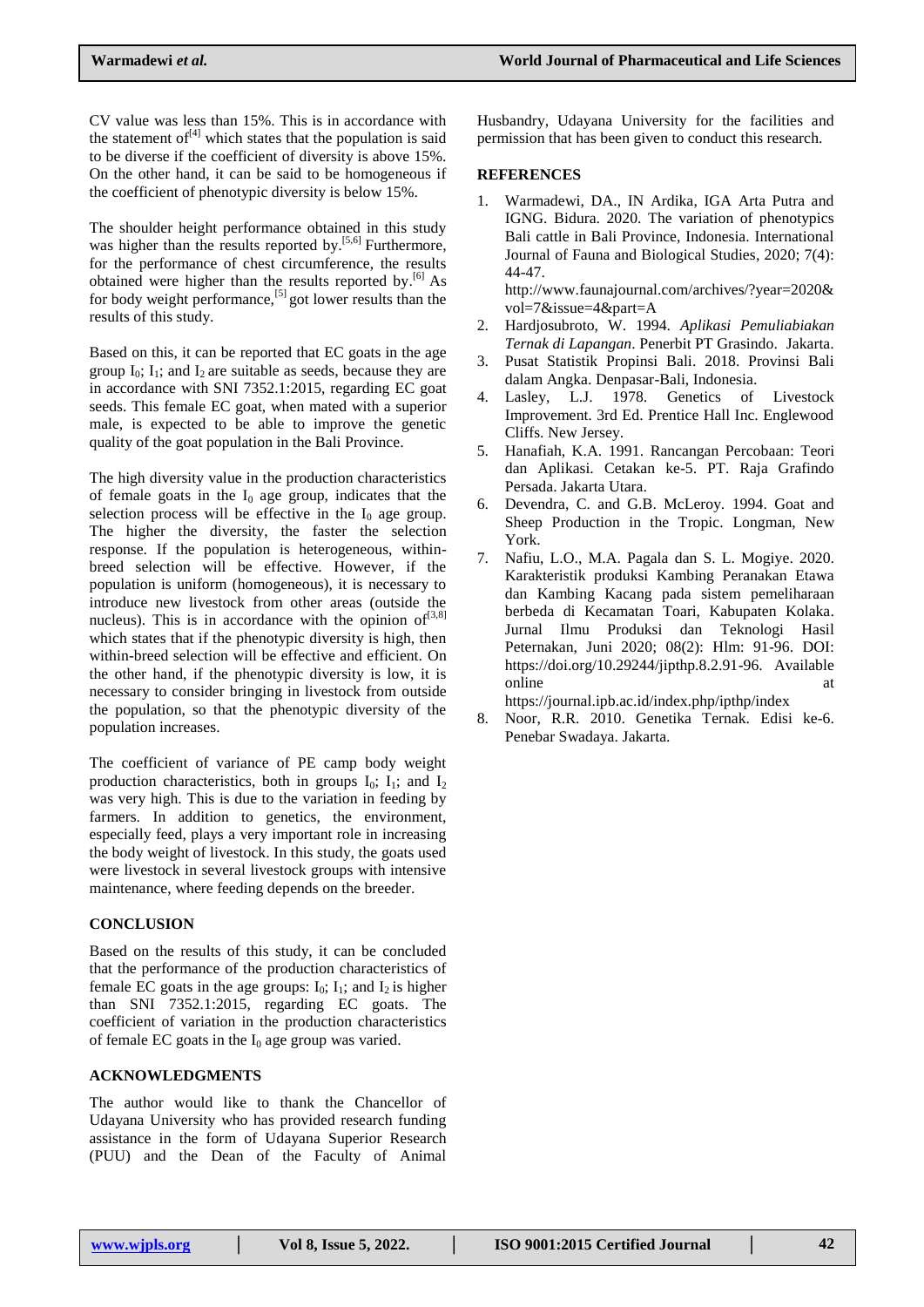CV value was less than 15%. This is in accordance with the statement of[4] which states that the population is said to be diverse if the coefficient of diversity is above 15%. On the other hand, it can be said to be homogeneous if the coefficient of phenotypic diversity is below 15%.

The shoulder height performance obtained in this study was higher than the results reported by.[5,6] Furthermore, for the performance of chest circumference, the results obtained were higher than the results reported by.[6] As for body weight performance,[5] got lower results than the results of this study.

Based on this, it can be reported that EC goats in the age group $I_0$; $I_1$; and $I_2$ are suitable as seeds, because they are in accordance with SNI 7352.1:2015, regarding EC goat seeds. This female EC goat, when mated with a superior male, is expected to be able to improve the genetic quality of the goat population in the Bali Province.

The high diversity value in the production characteristics of female goats in the $I_0$ age group, indicates that the selection process will be effective in the $I_0$ age group. The higher the diversity, the faster the selection response. If the population is heterogeneous, within-breed selection will be effective. However, if the population is uniform (homogeneous), it is necessary to introduce new livestock from other areas (outside the nucleus). This is in accordance with the opinion of[3,8] which states that if the phenotypic diversity is high, then within-breed selection will be effective and efficient. On the other hand, if the phenotypic diversity is low, it is necessary to consider bringing in livestock from outside the population, so that the phenotypic diversity of the population increases.

The coefficient of variance of PE camp body weight production characteristics, both in groups $I_0$; $I_1$; and $I_2$ was very high. This is due to the variation in feeding by farmers. In addition to genetics, the environment, especially feed, plays a very important role in increasing the body weight of livestock. In this study, the goats used were livestock in several livestock groups with intensive maintenance, where feeding depends on the breeder.

## CONCLUSION

Based on the results of this study, it can be concluded that the performance of the production characteristics of female EC goats in the age groups: $I_0$; $I_1$; and $I_2$ is higher than SNI 7352.1:2015, regarding EC goats. The coefficient of variation in the production characteristics of female EC goats in the $I_0$ age group was varied.

## ACKNOWLEDGMENTS

The author would like to thank the Chancellor of Udayana University who has provided research funding assistance in the form of Udayana Superior Research (PUU) and the Dean of the Faculty of Animal Husbandry, Udayana University for the facilities and permission that has been given to conduct this research.

## REFERENCES

1. Warmadewi, DA., IN Ardika, IGA Arta Putra and IGNG. Bidura. 2020. The variation of phenotypics Bali cattle in Bali Province, Indonesia. International Journal of Fauna and Biological Studies, 2020; 7(4): 44-47. http://www.faunajournal.com/archives/?year=2020&vol=7&issue=4&part=A
2. Hardjosubroto, W. 1994. *Aplikasi Pemuliabiakan Ternak di Lapangan*. Penerbit PT Grasindo. Jakarta.
3. Pusat Statistik Propinsi Bali. 2018. Provinsi Bali dalam Angka. Denpasar-Bali, Indonesia.
4. Lasley, L.J. 1978. Genetics of Livestock Improvement. 3rd Ed. Prentice Hall Inc. Englewood Cliffs. New Jersey.
5. Hanafiah, K.A. 1991. Rancangan Percobaan: Teori dan Aplikasi. Cetakan ke-5. PT. Raja Grafindo Persada. Jakarta Utara.
6. Devendra, C. and G.B. McLeroy. 1994. Goat and Sheep Production in the Tropic. Longman, New York.
7. Nafiu, L.O., M.A. Pagala dan S. L. Mogiye. 2020. Karakteristik produksi Kambing Peranakan Etawa dan Kambing Kacang pada sistem pemeliharaan berbeda di Kecamatan Toari, Kabupaten Kolaka. Jurnal Ilmu Produksi dan Teknologi Hasil Peternakan, Juni 2020; 08(2): Hlm: 91-96. DOI: https://doi.org/10.29244/jipthp.8.2.91-96. Available online at https://journal.ipb.ac.id/index.php/ipthp/index
8. Noor, R.R. 2010. Genetika Ternak. Edisi ke-6. Penebar Swadaya. Jakarta.